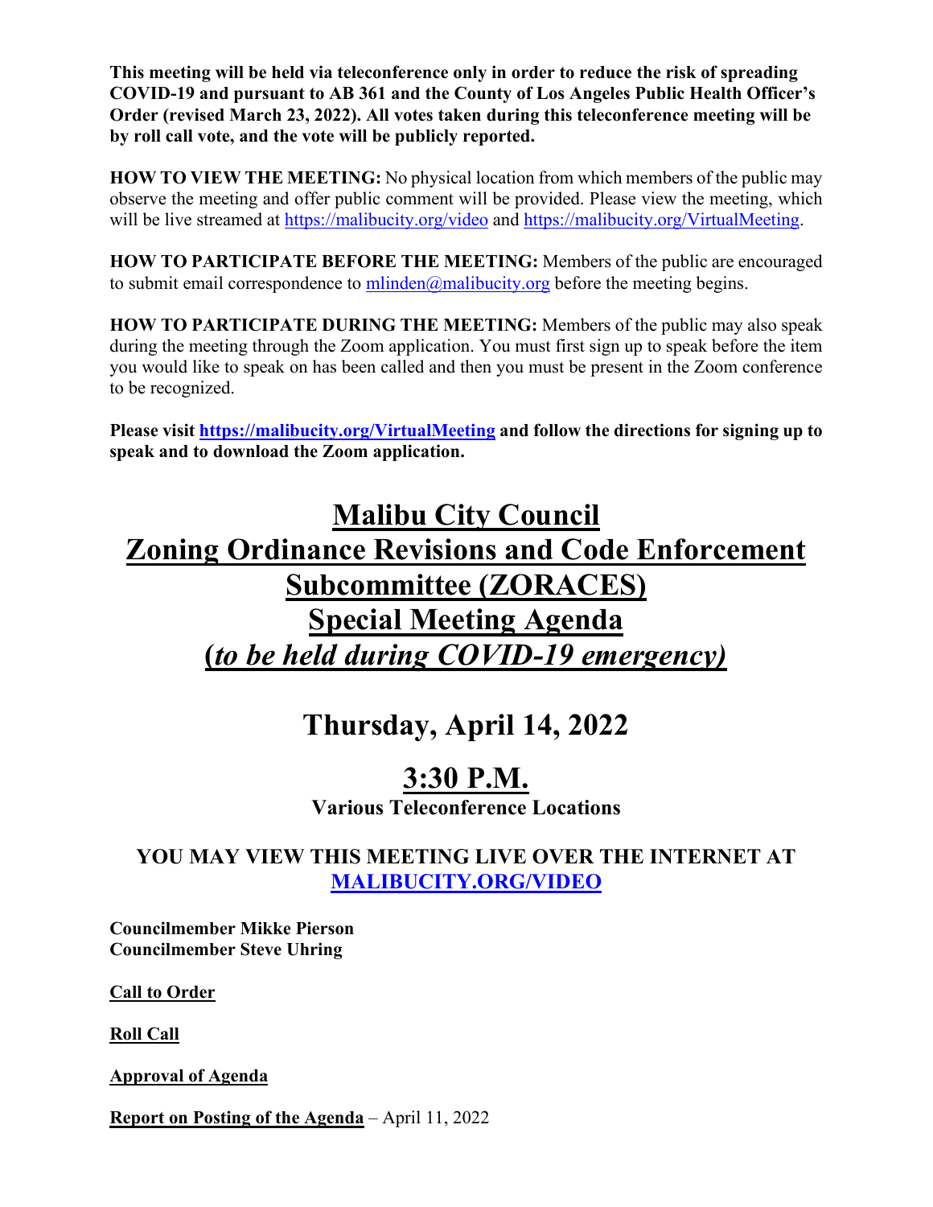**This meeting will be held via teleconference only in order to reduce the risk of spreading COVID-19 and pursuant to AB 361 and the County of Los Angeles Public Health Officer's Order (revised March 23, 2022). All votes taken during this teleconference meeting will be by roll call vote, and the vote will be publicly reported.**

**HOW TO VIEW THE MEETING:** No physical location from which members of the public may observe the meeting and offer public comment will be provided. Please view the meeting, which will be live streamed at https://malibucity.org/video and https://malibucity.org/VirtualMeeting.

**HOW TO PARTICIPATE BEFORE THE MEETING:** Members of the public are encouraged to submit email correspondence to mlinden@malibucity.org before the meeting begins.

**HOW TO PARTICIPATE DURING THE MEETING:** Members of the public may also speak during the meeting through the Zoom application. You must first sign up to speak before the item you would like to speak on has been called and then you must be present in the Zoom conference to be recognized.

**Please visit https://malibucity.org/VirtualMeeting and follow the directions for signing up to speak and to download the Zoom application.**

# Malibu City Council
# Zoning Ordinance Revisions and Code Enforcement Subcommittee (ZORACES)
# Special Meeting Agenda
# (*to be held during COVID-19 emergency)*

## Thursday, April 14, 2022

## 3:30 P.M.

**Various Teleconference Locations**

**YOU MAY VIEW THIS MEETING LIVE OVER THE INTERNET AT MALIBUCITY.ORG/VIDEO**

**Councilmember Mikke Pierson**
**Councilmember Steve Uhring**

**Call to Order**

**Roll Call**

**Approval of Agenda**

**Report on Posting of the Agenda** – April 11, 2022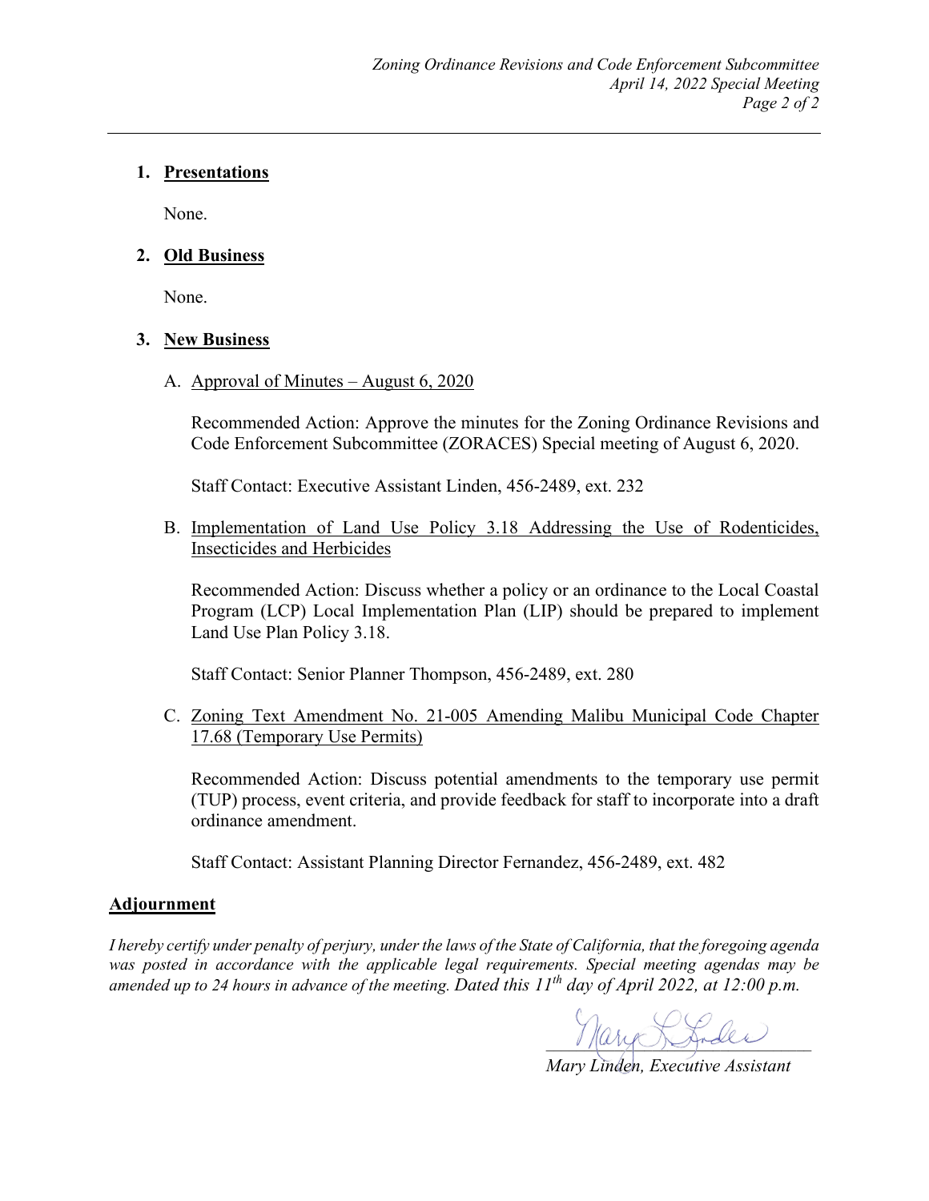1. **Presentations**

   None.

2. **Old Business**

   None.

3. **New Business**

   A. Approval of Minutes – August 6, 2020

   Recommended Action: Approve the minutes for the Zoning Ordinance Revisions and Code Enforcement Subcommittee (ZORACES) Special meeting of August 6, 2020.

   Staff Contact: Executive Assistant Linden, 456-2489, ext. 232

   B. Implementation of Land Use Policy 3.18 Addressing the Use of Rodenticides, Insecticides and Herbicides

   Recommended Action: Discuss whether a policy or an ordinance to the Local Coastal Program (LCP) Local Implementation Plan (LIP) should be prepared to implement Land Use Plan Policy 3.18.

   Staff Contact: Senior Planner Thompson, 456-2489, ext. 280

   C. Zoning Text Amendment No. 21-005 Amending Malibu Municipal Code Chapter 17.68 (Temporary Use Permits)

   Recommended Action: Discuss potential amendments to the temporary use permit (TUP) process, event criteria, and provide feedback for staff to incorporate into a draft ordinance amendment.

   Staff Contact: Assistant Planning Director Fernandez, 456-2489, ext. 482

**Adjournment**

*I hereby certify under penalty of perjury, under the laws of the State of California, that the foregoing agenda was posted in accordance with the applicable legal requirements. Special meeting agendas may be amended up to 24 hours in advance of the meeting. Dated this 11th day of April 2022, at 12:00 p.m.*

*Mary Linden, Executive Assistant*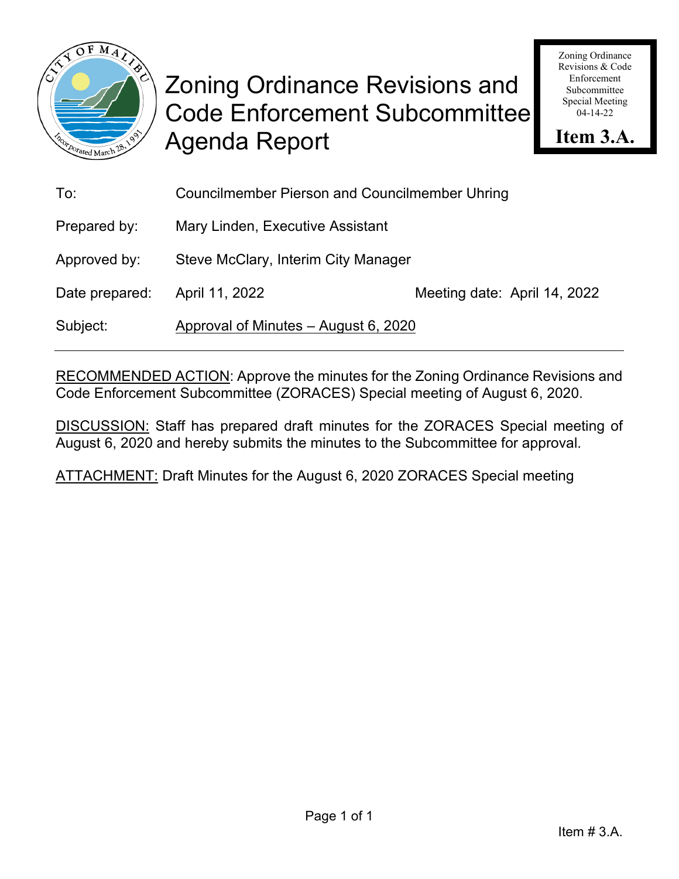# Zoning Ordinance Revisions and Code Enforcement Subcommittee Agenda Report

Zoning Ordinance Revisions & Code Enforcement Subcommittee Special Meeting 04-14-22

**Item 3.A.**

| | | |
|---|---|---|
| To: | Councilmember Pierson and Councilmember Uhring | |
| Prepared by: | Mary Linden, Executive Assistant | |
| Approved by: | Steve McClary, Interim City Manager | |
| Date prepared: | April 11, 2022 | Meeting date: April 14, 2022 |
| Subject: | Approval of Minutes – August 6, 2020 | |

RECOMMENDED ACTION: Approve the minutes for the Zoning Ordinance Revisions and Code Enforcement Subcommittee (ZORACES) Special meeting of August 6, 2020.

DISCUSSION: Staff has prepared draft minutes for the ZORACES Special meeting of August 6, 2020 and hereby submits the minutes to the Subcommittee for approval.

ATTACHMENT: Draft Minutes for the August 6, 2020 ZORACES Special meeting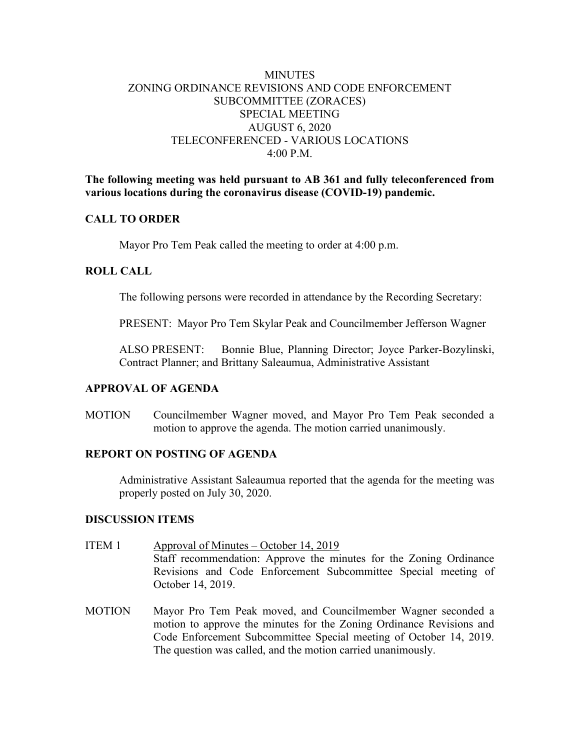# MINUTES
# ZONING ORDINANCE REVISIONS AND CODE ENFORCEMENT SUBCOMMITTEE (ZORACES)
# SPECIAL MEETING
# AUGUST 6, 2020
# TELECONFERENCED - VARIOUS LOCATIONS
# 4:00 P.M.

**The following meeting was held pursuant to AB 361 and fully teleconferenced from various locations during the coronavirus disease (COVID-19) pandemic.**

## CALL TO ORDER

Mayor Pro Tem Peak called the meeting to order at 4:00 p.m.

## ROLL CALL

The following persons were recorded in attendance by the Recording Secretary:

PRESENT: Mayor Pro Tem Skylar Peak and Councilmember Jefferson Wagner

ALSO PRESENT: Bonnie Blue, Planning Director; Joyce Parker-Bozylinski, Contract Planner; and Brittany Saleaumua, Administrative Assistant

## APPROVAL OF AGENDA

MOTION Councilmember Wagner moved, and Mayor Pro Tem Peak seconded a motion to approve the agenda. The motion carried unanimously.

## REPORT ON POSTING OF AGENDA

Administrative Assistant Saleaumua reported that the agenda for the meeting was properly posted on July 30, 2020.

## DISCUSSION ITEMS

ITEM 1 Approval of Minutes – October 14, 2019
Staff recommendation: Approve the minutes for the Zoning Ordinance Revisions and Code Enforcement Subcommittee Special meeting of October 14, 2019.

MOTION Mayor Pro Tem Peak moved, and Councilmember Wagner seconded a motion to approve the minutes for the Zoning Ordinance Revisions and Code Enforcement Subcommittee Special meeting of October 14, 2019. The question was called, and the motion carried unanimously.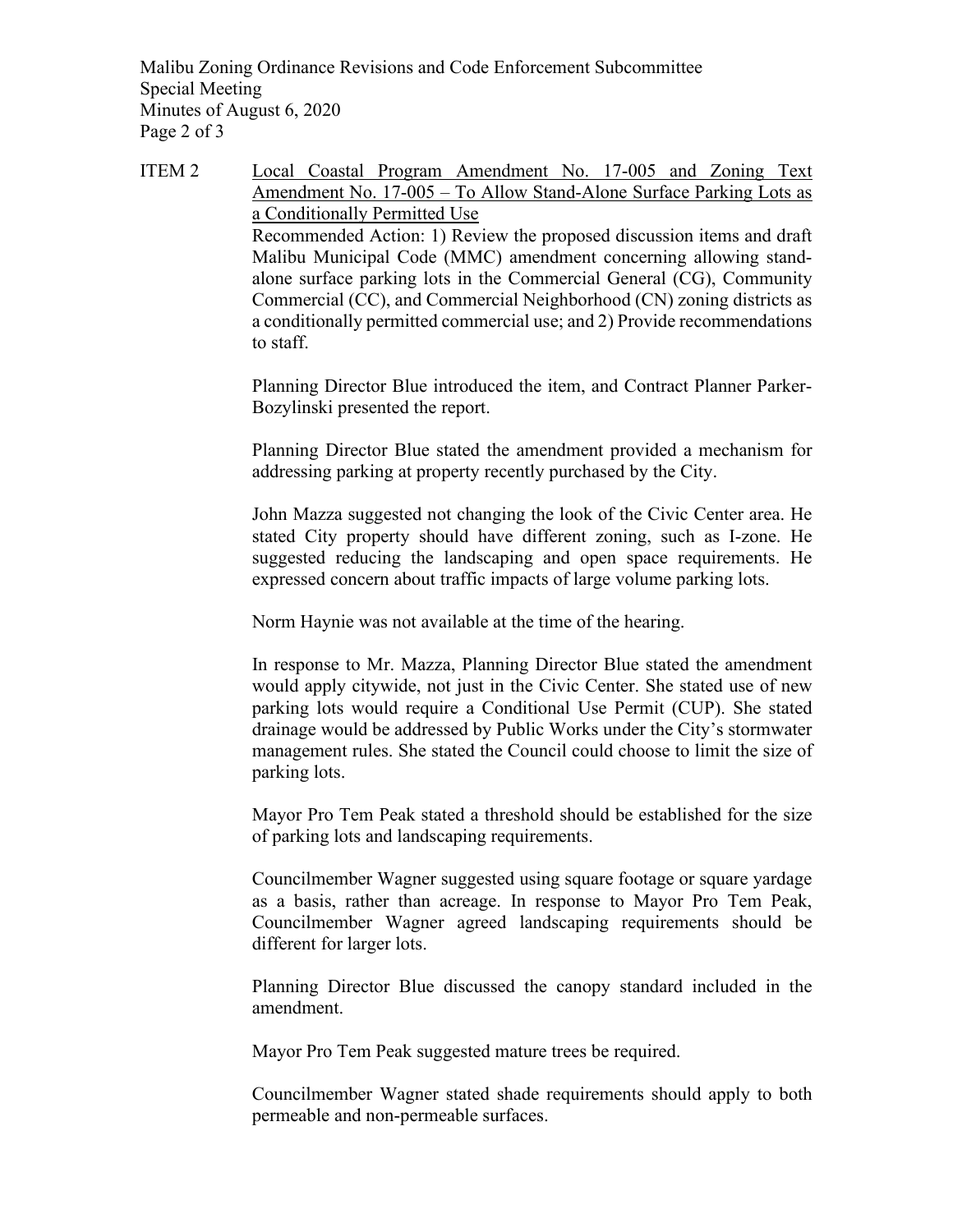ITEM 2 Local Coastal Program Amendment No. 17-005 and Zoning Text Amendment No. 17-005 – To Allow Stand-Alone Surface Parking Lots as a Conditionally Permitted Use

Recommended Action: 1) Review the proposed discussion items and draft Malibu Municipal Code (MMC) amendment concerning allowing stand-alone surface parking lots in the Commercial General (CG), Community Commercial (CC), and Commercial Neighborhood (CN) zoning districts as a conditionally permitted commercial use; and 2) Provide recommendations to staff.

Planning Director Blue introduced the item, and Contract Planner Parker-Bozylinski presented the report.

Planning Director Blue stated the amendment provided a mechanism for addressing parking at property recently purchased by the City.

John Mazza suggested not changing the look of the Civic Center area. He stated City property should have different zoning, such as I-zone. He suggested reducing the landscaping and open space requirements. He expressed concern about traffic impacts of large volume parking lots.

Norm Haynie was not available at the time of the hearing.

In response to Mr. Mazza, Planning Director Blue stated the amendment would apply citywide, not just in the Civic Center. She stated use of new parking lots would require a Conditional Use Permit (CUP). She stated drainage would be addressed by Public Works under the City's stormwater management rules. She stated the Council could choose to limit the size of parking lots.

Mayor Pro Tem Peak stated a threshold should be established for the size of parking lots and landscaping requirements.

Councilmember Wagner suggested using square footage or square yardage as a basis, rather than acreage. In response to Mayor Pro Tem Peak, Councilmember Wagner agreed landscaping requirements should be different for larger lots.

Planning Director Blue discussed the canopy standard included in the amendment.

Mayor Pro Tem Peak suggested mature trees be required.

Councilmember Wagner stated shade requirements should apply to both permeable and non-permeable surfaces.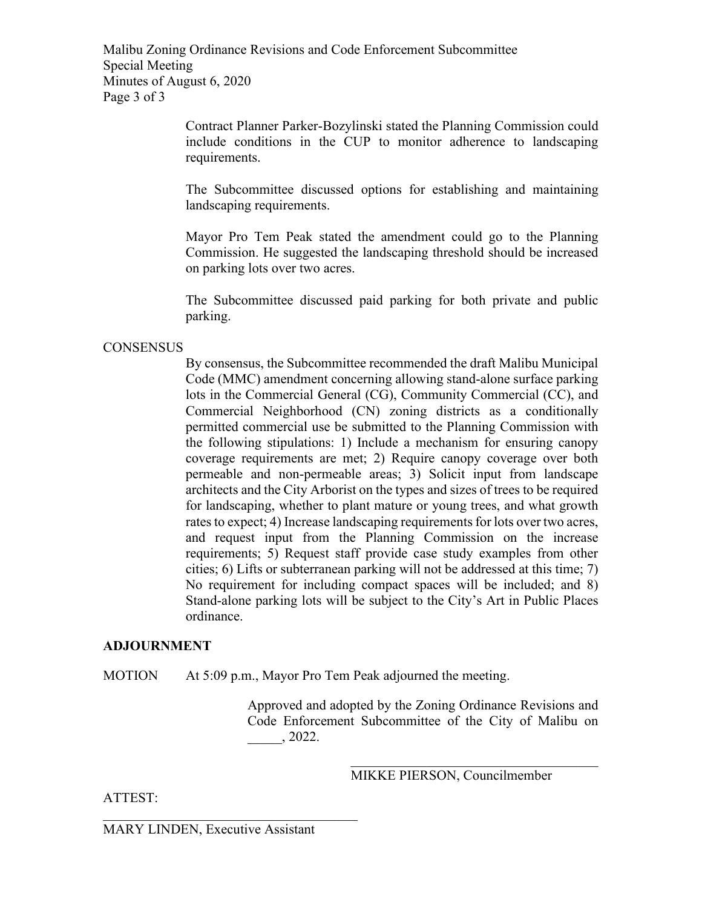Contract Planner Parker-Bozylinski stated the Planning Commission could include conditions in the CUP to monitor adherence to landscaping requirements.

The Subcommittee discussed options for establishing and maintaining landscaping requirements.

Mayor Pro Tem Peak stated the amendment could go to the Planning Commission. He suggested the landscaping threshold should be increased on parking lots over two acres.

The Subcommittee discussed paid parking for both private and public parking.

CONSENSUS

By consensus, the Subcommittee recommended the draft Malibu Municipal Code (MMC) amendment concerning allowing stand-alone surface parking lots in the Commercial General (CG), Community Commercial (CC), and Commercial Neighborhood (CN) zoning districts as a conditionally permitted commercial use be submitted to the Planning Commission with the following stipulations: 1) Include a mechanism for ensuring canopy coverage requirements are met; 2) Require canopy coverage over both permeable and non-permeable areas; 3) Solicit input from landscape architects and the City Arborist on the types and sizes of trees to be required for landscaping, whether to plant mature or young trees, and what growth rates to expect; 4) Increase landscaping requirements for lots over two acres, and request input from the Planning Commission on the increase requirements; 5) Request staff provide case study examples from other cities; 6) Lifts or subterranean parking will not be addressed at this time; 7) No requirement for including compact spaces will be included; and 8) Stand-alone parking lots will be subject to the City's Art in Public Places ordinance.

**ADJOURNMENT**

MOTION At 5:09 p.m., Mayor Pro Tem Peak adjourned the meeting.

Approved and adopted by the Zoning Ordinance Revisions and Code Enforcement Subcommittee of the City of Malibu on _____, 2022.

\_\_\_\_\_\_\_\_\_\_\_\_\_\_\_\_\_\_\_\_\_\_\_\_\_\_\_\_\_\_\_\_\_\_\_\_
MIKKE PIERSON, Councilmember

ATTEST:

\_\_\_\_\_\_\_\_\_\_\_\_\_\_\_\_\_\_\_\_\_\_\_\_\_\_\_\_\_\_\_\_\_\_\_\_
MARY LINDEN, Executive Assistant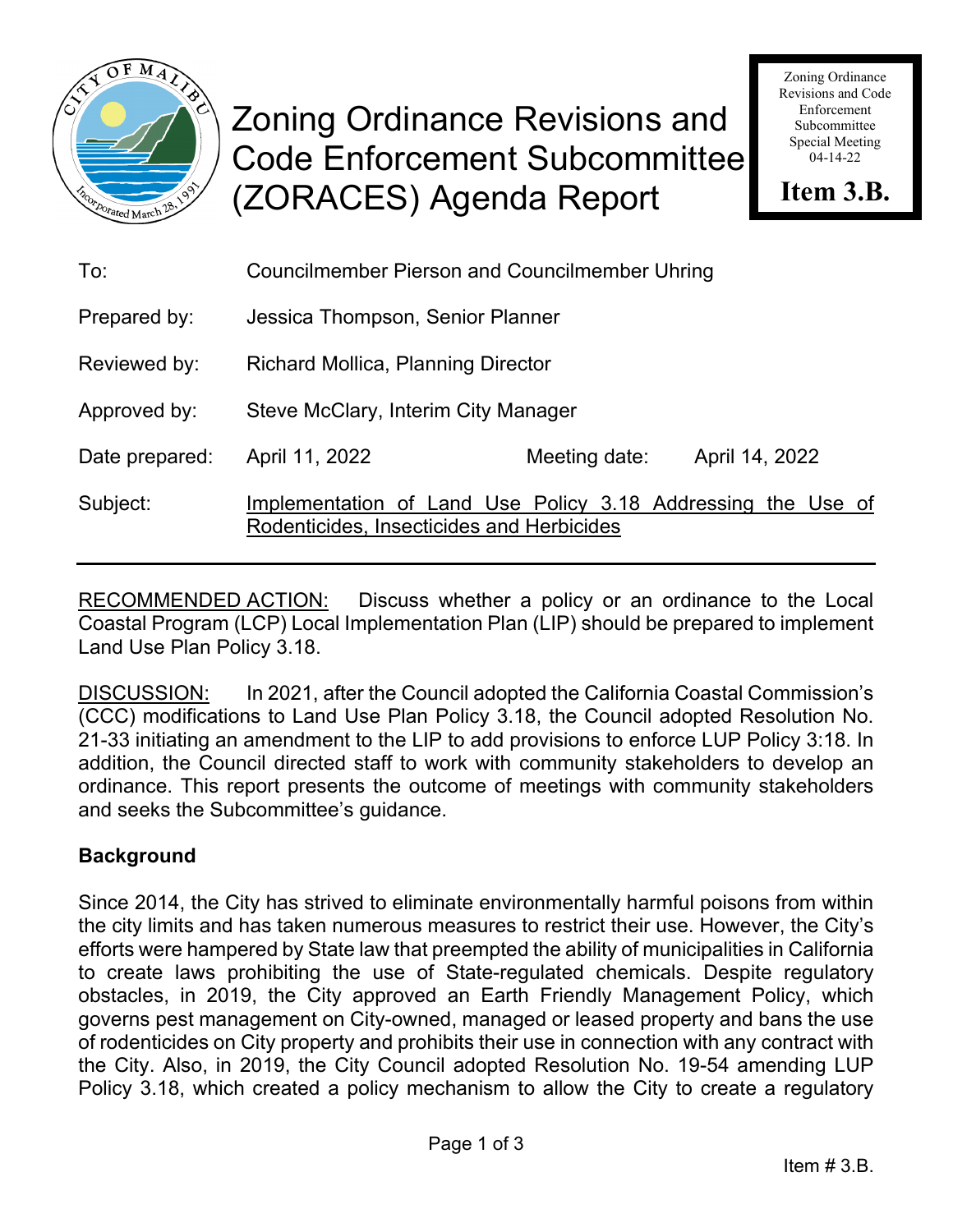# Zoning Ordinance Revisions and Code Enforcement Subcommittee (ZORACES) Agenda Report

Zoning Ordinance Revisions and Code Enforcement Subcommittee Special Meeting 04-14-22

**Item 3.B.**

| | | | |
|---|---|---|---|
| To: | Councilmember Pierson and Councilmember Uhring | | |
| Prepared by: | Jessica Thompson, Senior Planner | | |
| Reviewed by: | Richard Mollica, Planning Director | | |
| Approved by: | Steve McClary, Interim City Manager | | |
| Date prepared: | April 11, 2022 | Meeting date: | April 14, 2022 |
| Subject: | Implementation of Land Use Policy 3.18 Addressing the Use of Rodenticides, Insecticides and Herbicides | | |

RECOMMENDED ACTION: Discuss whether a policy or an ordinance to the Local Coastal Program (LCP) Local Implementation Plan (LIP) should be prepared to implement Land Use Plan Policy 3.18.

DISCUSSION: In 2021, after the Council adopted the California Coastal Commission's (CCC) modifications to Land Use Plan Policy 3.18, the Council adopted Resolution No. 21-33 initiating an amendment to the LIP to add provisions to enforce LUP Policy 3:18. In addition, the Council directed staff to work with community stakeholders to develop an ordinance. This report presents the outcome of meetings with community stakeholders and seeks the Subcommittee's guidance.

## Background

Since 2014, the City has strived to eliminate environmentally harmful poisons from within the city limits and has taken numerous measures to restrict their use. However, the City's efforts were hampered by State law that preempted the ability of municipalities in California to create laws prohibiting the use of State-regulated chemicals. Despite regulatory obstacles, in 2019, the City approved an Earth Friendly Management Policy, which governs pest management on City-owned, managed or leased property and bans the use of rodenticides on City property and prohibits their use in connection with any contract with the City. Also, in 2019, the City Council adopted Resolution No. 19-54 amending LUP Policy 3.18, which created a policy mechanism to allow the City to create a regulatory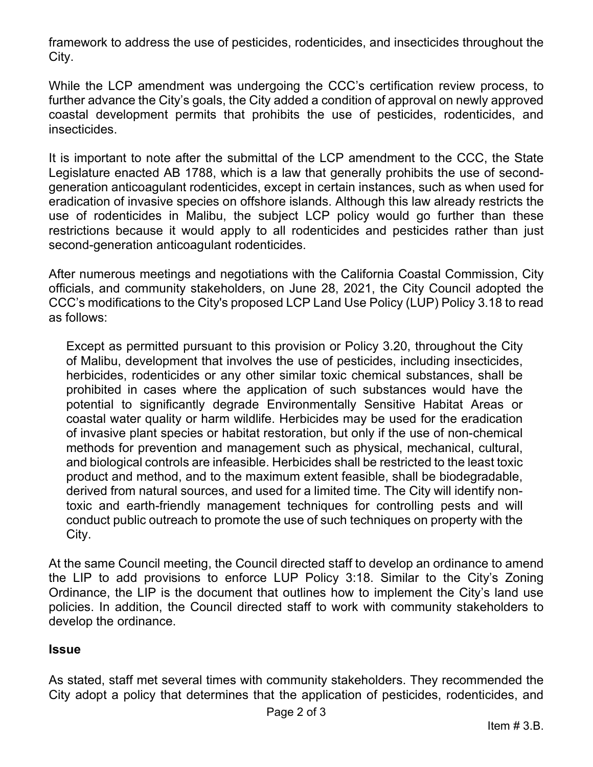framework to address the use of pesticides, rodenticides, and insecticides throughout the City.

While the LCP amendment was undergoing the CCC's certification review process, to further advance the City's goals, the City added a condition of approval on newly approved coastal development permits that prohibits the use of pesticides, rodenticides, and insecticides.

It is important to note after the submittal of the LCP amendment to the CCC, the State Legislature enacted AB 1788, which is a law that generally prohibits the use of second-generation anticoagulant rodenticides, except in certain instances, such as when used for eradication of invasive species on offshore islands. Although this law already restricts the use of rodenticides in Malibu, the subject LCP policy would go further than these restrictions because it would apply to all rodenticides and pesticides rather than just second-generation anticoagulant rodenticides.

After numerous meetings and negotiations with the California Coastal Commission, City officials, and community stakeholders, on June 28, 2021, the City Council adopted the CCC's modifications to the City's proposed LCP Land Use Policy (LUP) Policy 3.18 to read as follows:

> Except as permitted pursuant to this provision or Policy 3.20, throughout the City of Malibu, development that involves the use of pesticides, including insecticides, herbicides, rodenticides or any other similar toxic chemical substances, shall be prohibited in cases where the application of such substances would have the potential to significantly degrade Environmentally Sensitive Habitat Areas or coastal water quality or harm wildlife. Herbicides may be used for the eradication of invasive plant species or habitat restoration, but only if the use of non-chemical methods for prevention and management such as physical, mechanical, cultural, and biological controls are infeasible. Herbicides shall be restricted to the least toxic product and method, and to the maximum extent feasible, shall be biodegradable, derived from natural sources, and used for a limited time. The City will identify non-toxic and earth-friendly management techniques for controlling pests and will conduct public outreach to promote the use of such techniques on property with the City.

At the same Council meeting, the Council directed staff to develop an ordinance to amend the LIP to add provisions to enforce LUP Policy 3:18. Similar to the City's Zoning Ordinance, the LIP is the document that outlines how to implement the City's land use policies. In addition, the Council directed staff to work with community stakeholders to develop the ordinance.

### Issue

As stated, staff met several times with community stakeholders. They recommended the City adopt a policy that determines that the application of pesticides, rodenticides, and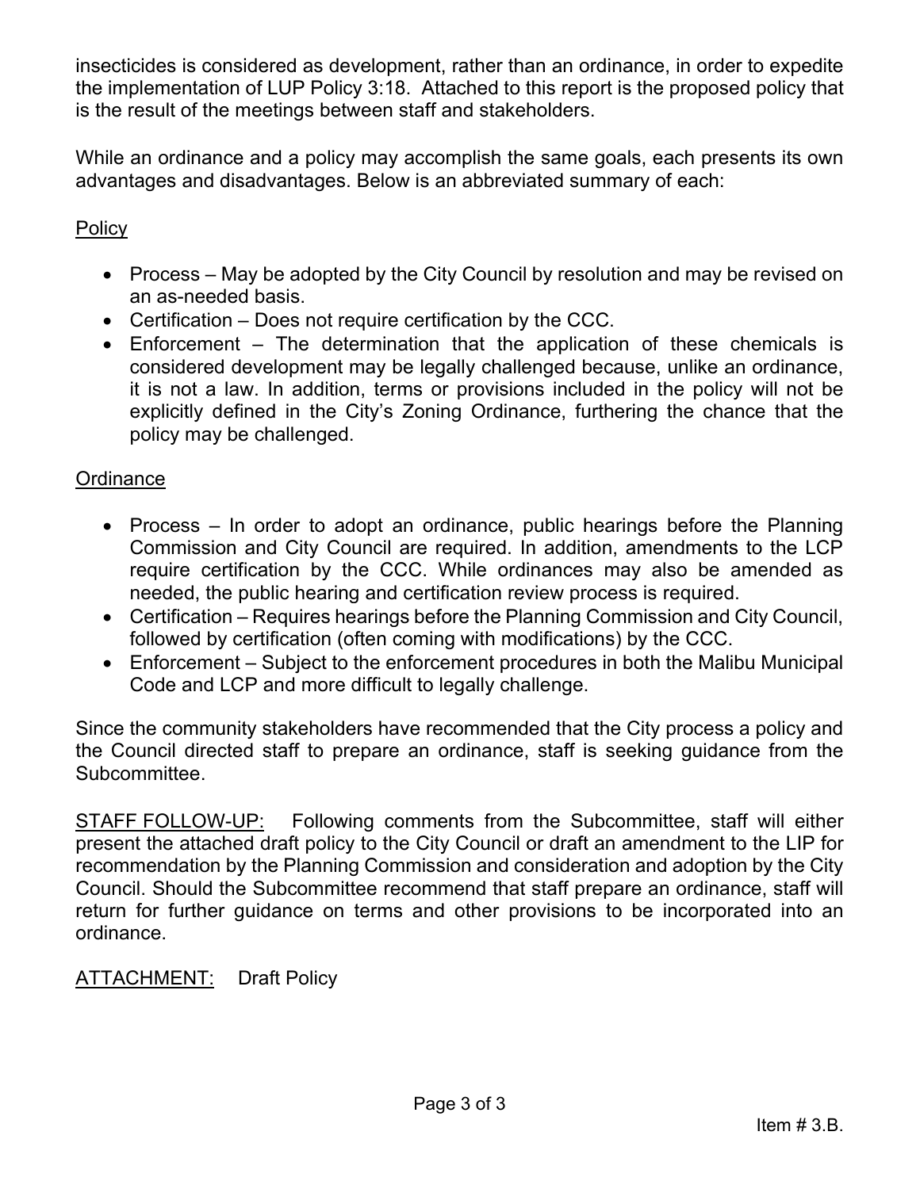insecticides is considered as development, rather than an ordinance, in order to expedite the implementation of LUP Policy 3:18. Attached to this report is the proposed policy that is the result of the meetings between staff and stakeholders.

While an ordinance and a policy may accomplish the same goals, each presents its own advantages and disadvantages. Below is an abbreviated summary of each:

<u>Policy</u>

- Process – May be adopted by the City Council by resolution and may be revised on an as-needed basis.
- Certification – Does not require certification by the CCC.
- Enforcement – The determination that the application of these chemicals is considered development may be legally challenged because, unlike an ordinance, it is not a law. In addition, terms or provisions included in the policy will not be explicitly defined in the City's Zoning Ordinance, furthering the chance that the policy may be challenged.

<u>Ordinance</u>

- Process – In order to adopt an ordinance, public hearings before the Planning Commission and City Council are required. In addition, amendments to the LCP require certification by the CCC. While ordinances may also be amended as needed, the public hearing and certification review process is required.
- Certification – Requires hearings before the Planning Commission and City Council, followed by certification (often coming with modifications) by the CCC.
- Enforcement – Subject to the enforcement procedures in both the Malibu Municipal Code and LCP and more difficult to legally challenge.

Since the community stakeholders have recommended that the City process a policy and the Council directed staff to prepare an ordinance, staff is seeking guidance from the Subcommittee.

<u>STAFF FOLLOW-UP:</u> Following comments from the Subcommittee, staff will either present the attached draft policy to the City Council or draft an amendment to the LIP for recommendation by the Planning Commission and consideration and adoption by the City Council. Should the Subcommittee recommend that staff prepare an ordinance, staff will return for further guidance on terms and other provisions to be incorporated into an ordinance.

<u>ATTACHMENT:</u> Draft Policy

Item # 3.B.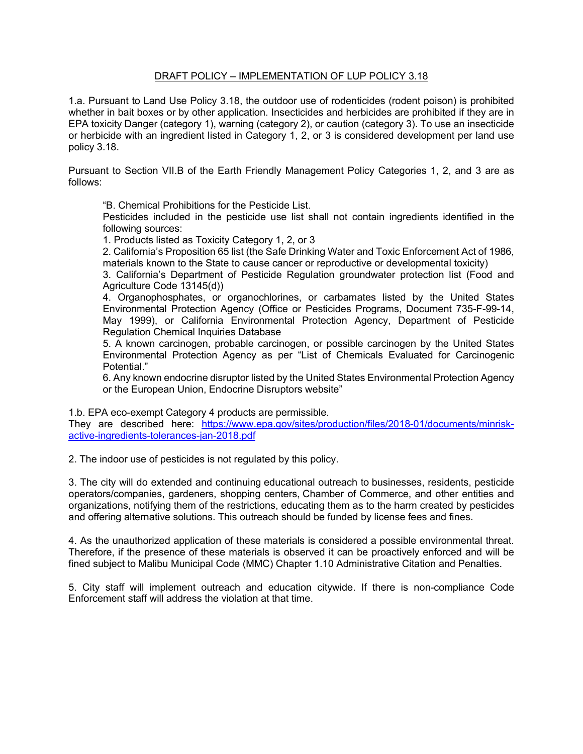<u>DRAFT POLICY – IMPLEMENTATION OF LUP POLICY 3.18</u>

1.a. Pursuant to Land Use Policy 3.18, the outdoor use of rodenticides (rodent poison) is prohibited whether in bait boxes or by other application. Insecticides and herbicides are prohibited if they are in EPA toxicity Danger (category 1), warning (category 2), or caution (category 3). To use an insecticide or herbicide with an ingredient listed in Category 1, 2, or 3 is considered development per land use policy 3.18.

Pursuant to Section VII.B of the Earth Friendly Management Policy Categories 1, 2, and 3 are as follows:

> "B. Chemical Prohibitions for the Pesticide List.
> Pesticides included in the pesticide use list shall not contain ingredients identified in the following sources:
> 1. Products listed as Toxicity Category 1, 2, or 3
> 2. California's Proposition 65 list (the Safe Drinking Water and Toxic Enforcement Act of 1986, materials known to the State to cause cancer or reproductive or developmental toxicity)
> 3. California's Department of Pesticide Regulation groundwater protection list (Food and Agriculture Code 13145(d))
> 4. Organophosphates, or organochlorines, or carbamates listed by the United States Environmental Protection Agency (Office or Pesticides Programs, Document 735-F-99-14, May 1999), or California Environmental Protection Agency, Department of Pesticide Regulation Chemical Inquiries Database
> 5. A known carcinogen, probable carcinogen, or possible carcinogen by the United States Environmental Protection Agency as per "List of Chemicals Evaluated for Carcinogenic Potential."
> 6. Any known endocrine disruptor listed by the United States Environmental Protection Agency or the European Union, Endocrine Disruptors website"

1.b. EPA eco-exempt Category 4 products are permissible.
They are described here: https://www.epa.gov/sites/production/files/2018-01/documents/minrisk-active-ingredients-tolerances-jan-2018.pdf

2. The indoor use of pesticides is not regulated by this policy.

3. The city will do extended and continuing educational outreach to businesses, residents, pesticide operators/companies, gardeners, shopping centers, Chamber of Commerce, and other entities and organizations, notifying them of the restrictions, educating them as to the harm created by pesticides and offering alternative solutions. This outreach should be funded by license fees and fines.

4. As the unauthorized application of these materials is considered a possible environmental threat. Therefore, if the presence of these materials is observed it can be proactively enforced and will be fined subject to Malibu Municipal Code (MMC) Chapter 1.10 Administrative Citation and Penalties.

5. City staff will implement outreach and education citywide. If there is non-compliance Code Enforcement staff will address the violation at that time.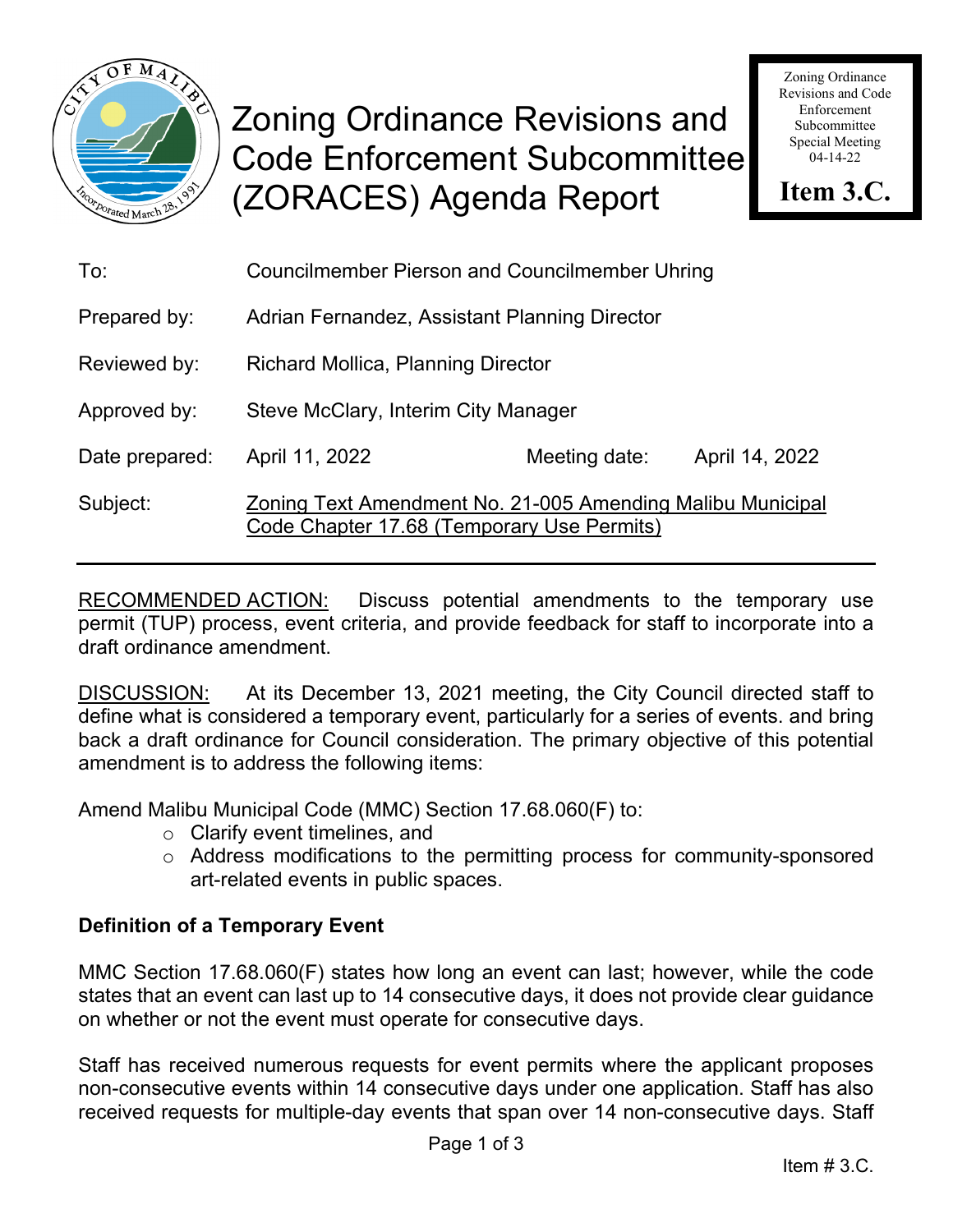Zoning Ordinance Revisions and Code Enforcement Subcommittee Special Meeting 04-14-22

**Item 3.C.**

# Zoning Ordinance Revisions and Code Enforcement Subcommittee (ZORACES) Agenda Report

| | | | |
|---|---|---|---|
| To: | Councilmember Pierson and Councilmember Uhring | | |
| Prepared by: | Adrian Fernandez, Assistant Planning Director | | |
| Reviewed by: | Richard Mollica, Planning Director | | |
| Approved by: | Steve McClary, Interim City Manager | | |
| Date prepared: | April 11, 2022 | Meeting date: | April 14, 2022 |
| Subject: | Zoning Text Amendment No. 21-005 Amending Malibu Municipal Code Chapter 17.68 (Temporary Use Permits) | | |

RECOMMENDED ACTION: Discuss potential amendments to the temporary use permit (TUP) process, event criteria, and provide feedback for staff to incorporate into a draft ordinance amendment.

DISCUSSION: At its December 13, 2021 meeting, the City Council directed staff to define what is considered a temporary event, particularly for a series of events. and bring back a draft ordinance for Council consideration. The primary objective of this potential amendment is to address the following items:

Amend Malibu Municipal Code (MMC) Section 17.68.060(F) to:

- Clarify event timelines, and
- Address modifications to the permitting process for community-sponsored art-related events in public spaces.

**Definition of a Temporary Event**

MMC Section 17.68.060(F) states how long an event can last; however, while the code states that an event can last up to 14 consecutive days, it does not provide clear guidance on whether or not the event must operate for consecutive days.

Staff has received numerous requests for event permits where the applicant proposes non-consecutive events within 14 consecutive days under one application. Staff has also received requests for multiple-day events that span over 14 non-consecutive days. Staff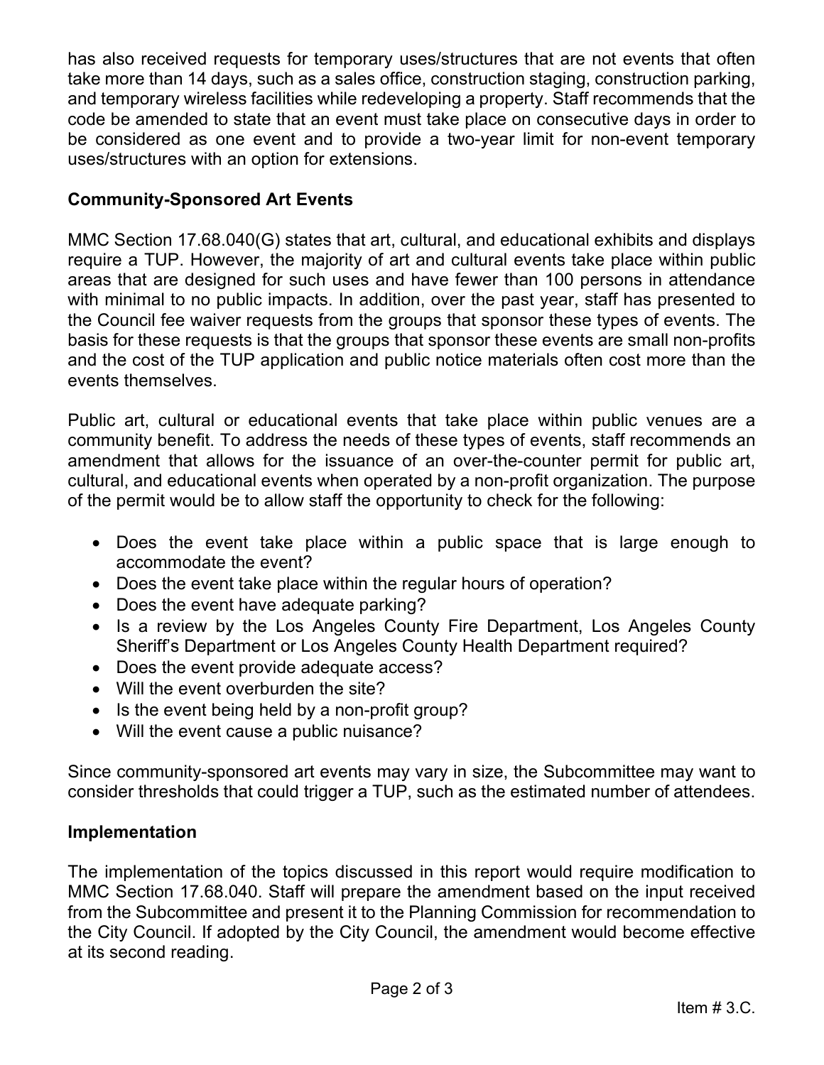has also received requests for temporary uses/structures that are not events that often take more than 14 days, such as a sales office, construction staging, construction parking, and temporary wireless facilities while redeveloping a property. Staff recommends that the code be amended to state that an event must take place on consecutive days in order to be considered as one event and to provide a two-year limit for non-event temporary uses/structures with an option for extensions.

**Community-Sponsored Art Events**

MMC Section 17.68.040(G) states that art, cultural, and educational exhibits and displays require a TUP. However, the majority of art and cultural events take place within public areas that are designed for such uses and have fewer than 100 persons in attendance with minimal to no public impacts. In addition, over the past year, staff has presented to the Council fee waiver requests from the groups that sponsor these types of events. The basis for these requests is that the groups that sponsor these events are small non-profits and the cost of the TUP application and public notice materials often cost more than the events themselves.

Public art, cultural or educational events that take place within public venues are a community benefit. To address the needs of these types of events, staff recommends an amendment that allows for the issuance of an over-the-counter permit for public art, cultural, and educational events when operated by a non-profit organization. The purpose of the permit would be to allow staff the opportunity to check for the following:

- Does the event take place within a public space that is large enough to accommodate the event?
- Does the event take place within the regular hours of operation?
- Does the event have adequate parking?
- Is a review by the Los Angeles County Fire Department, Los Angeles County Sheriff's Department or Los Angeles County Health Department required?
- Does the event provide adequate access?
- Will the event overburden the site?
- Is the event being held by a non-profit group?
- Will the event cause a public nuisance?

Since community-sponsored art events may vary in size, the Subcommittee may want to consider thresholds that could trigger a TUP, such as the estimated number of attendees.

**Implementation**

The implementation of the topics discussed in this report would require modification to MMC Section 17.68.040. Staff will prepare the amendment based on the input received from the Subcommittee and present it to the Planning Commission for recommendation to the City Council. If adopted by the City Council, the amendment would become effective at its second reading.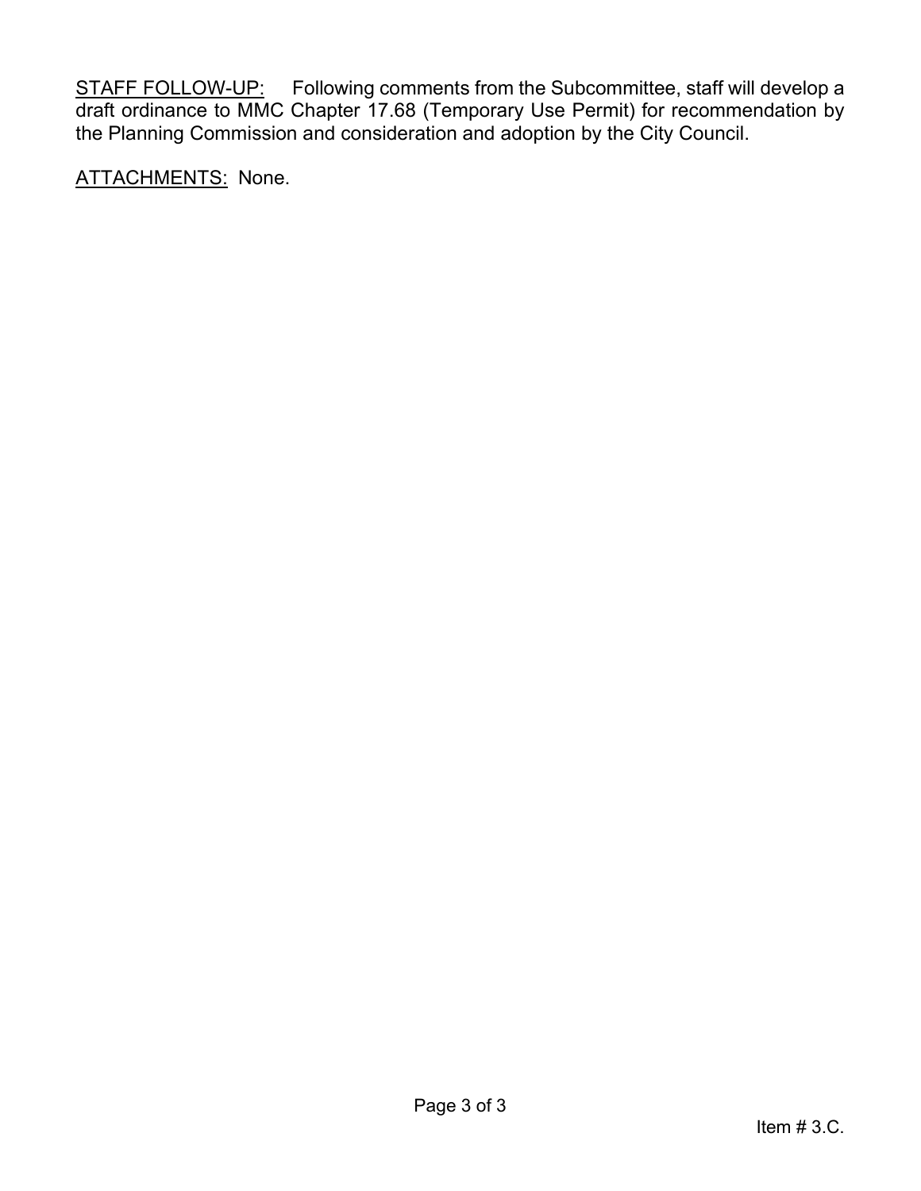<u>STAFF FOLLOW-UP:</u> Following comments from the Subcommittee, staff will develop a draft ordinance to MMC Chapter 17.68 (Temporary Use Permit) for recommendation by the Planning Commission and consideration and adoption by the City Council.

<u>ATTACHMENTS:</u> None.